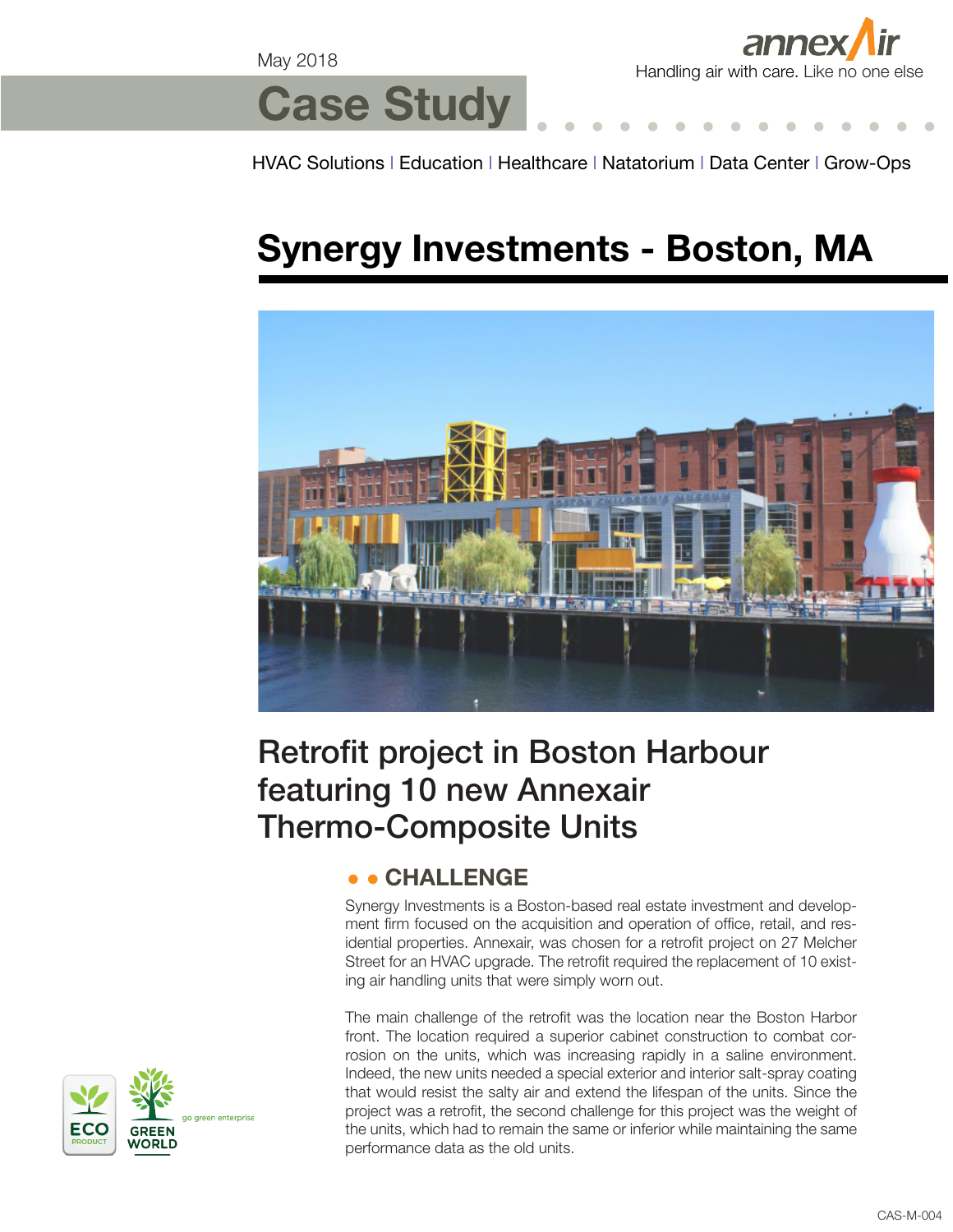May 2018

# Case Study

annexAir — Handling air with care. Like no one else

HVAC Solutions | Education | Healthcare | Natatorium | Data Center | Grow-Ops

# Synergy Investments - Boston, MA

## Retrofit project in Boston Harbour featuring 10 new Annexair Thermo-Composite Units

### CHALLENGE

Synergy Investments is a Boston-based real estate investment and development firm focused on the acquisition and operation of office, retail, and residential properties. Annexair, was chosen for a retrofit project on 27 Melcher Street for an HVAC upgrade. The retrofit required the replacement of 10 existing air handling units that were simply worn out.

The main challenge of the retrofit was the location near the Boston Harbor front. The location required a superior cabinet construction to combat corrosion on the units, which was increasing rapidly in a saline environment. Indeed, the new units needed a special exterior and interior salt-spray coating that would resist the salty air and extend the lifespan of the units. Since the project was a retrofit, the second challenge for this project was the weight of the units, which had to remain the same or inferior while maintaining the same performance data as the old units.

ECO PRODUCT | GREEN WORLD go green enterprise

CAS-M-004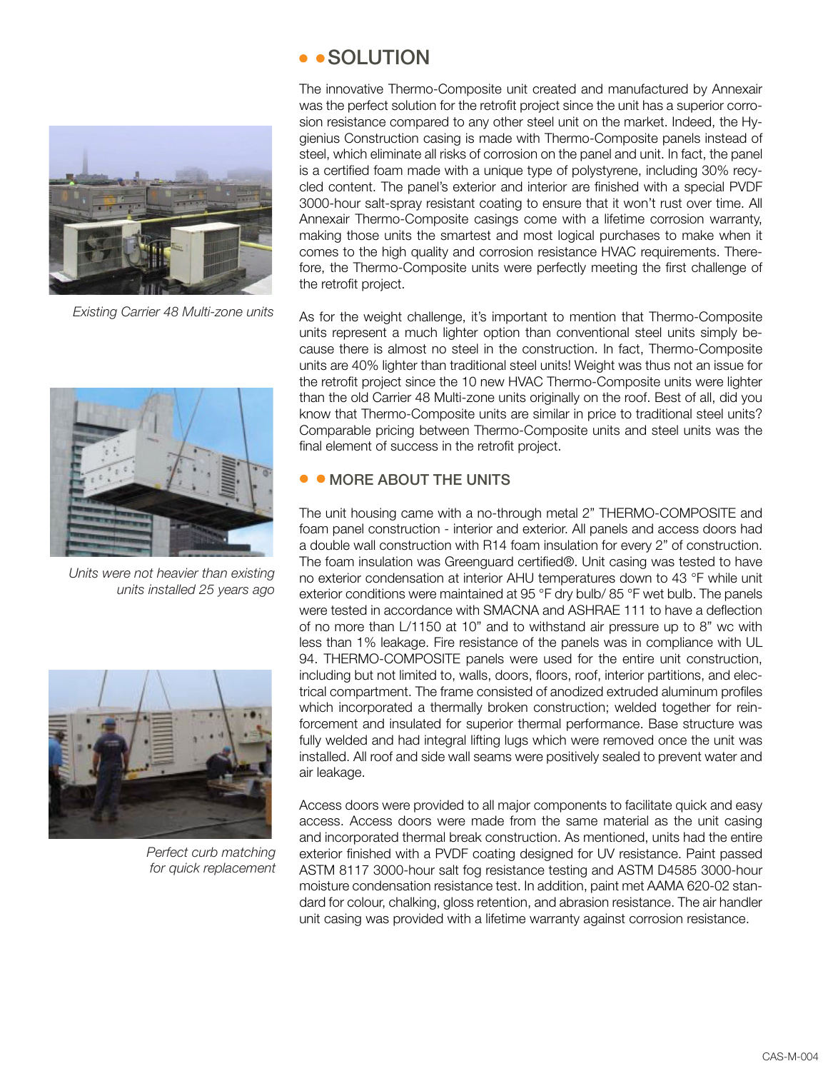Existing Carrier 48 Multi-zone units

Units were not heavier than existing units installed 25 years ago

Perfect curb matching for quick replacement

## SOLUTION

The innovative Thermo-Composite unit created and manufactured by Annexair was the perfect solution for the retrofit project since the unit has a superior corrosion resistance compared to any other steel unit on the market. Indeed, the Hygienius Construction casing is made with Thermo-Composite panels instead of steel, which eliminate all risks of corrosion on the panel and unit. In fact, the panel is a certified foam made with a unique type of polystyrene, including 30% recycled content. The panel's exterior and interior are finished with a special PVDF 3000-hour salt-spray resistant coating to ensure that it won't rust over time. All Annexair Thermo-Composite casings come with a lifetime corrosion warranty, making those units the smartest and most logical purchases to make when it comes to the high quality and corrosion resistance HVAC requirements. Therefore, the Thermo-Composite units were perfectly meeting the first challenge of the retrofit project.

As for the weight challenge, it's important to mention that Thermo-Composite units represent a much lighter option than conventional steel units simply because there is almost no steel in the construction. In fact, Thermo-Composite units are 40% lighter than traditional steel units! Weight was thus not an issue for the retrofit project since the 10 new HVAC Thermo-Composite units were lighter than the old Carrier 48 Multi-zone units originally on the roof. Best of all, did you know that Thermo-Composite units are similar in price to traditional steel units? Comparable pricing between Thermo-Composite units and steel units was the final element of success in the retrofit project.

## MORE ABOUT THE UNITS

The unit housing came with a no-through metal 2" THERMO-COMPOSITE and foam panel construction - interior and exterior. All panels and access doors had a double wall construction with R14 foam insulation for every 2" of construction. The foam insulation was Greenguard certified®. Unit casing was tested to have no exterior condensation at interior AHU temperatures down to 43 °F while unit exterior conditions were maintained at 95 °F dry bulb/ 85 °F wet bulb. The panels were tested in accordance with SMACNA and ASHRAE 111 to have a deflection of no more than L/1150 at 10" and to withstand air pressure up to 8" wc with less than 1% leakage. Fire resistance of the panels was in compliance with UL 94. THERMO-COMPOSITE panels were used for the entire unit construction, including but not limited to, walls, doors, floors, roof, interior partitions, and electrical compartment. The frame consisted of anodized extruded aluminum profiles which incorporated a thermally broken construction; welded together for reinforcement and insulated for superior thermal performance. Base structure was fully welded and had integral lifting lugs which were removed once the unit was installed. All roof and side wall seams were positively sealed to prevent water and air leakage.

Access doors were provided to all major components to facilitate quick and easy access. Access doors were made from the same material as the unit casing and incorporated thermal break construction. As mentioned, units had the entire exterior finished with a PVDF coating designed for UV resistance. Paint passed ASTM 8117 3000-hour salt fog resistance testing and ASTM D4585 3000-hour moisture condensation resistance test. In addition, paint met AAMA 620-02 standard for colour, chalking, gloss retention, and abrasion resistance. The air handler unit casing was provided with a lifetime warranty against corrosion resistance.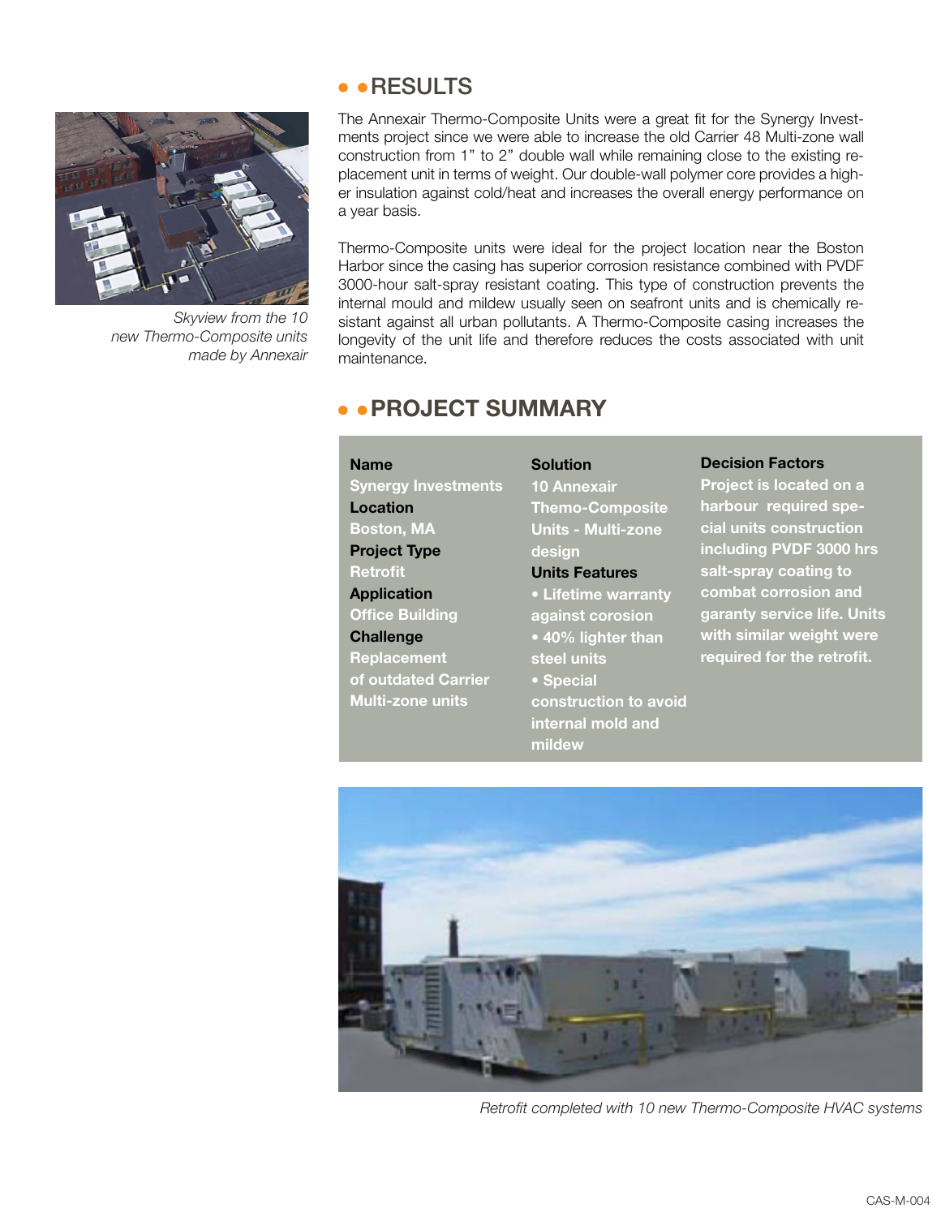Skyview from the 10 new Thermo-Composite units made by Annexair

## RESULTS

The Annexair Thermo-Composite Units were a great fit for the Synergy Investments project since we were able to increase the old Carrier 48 Multi-zone wall construction from 1" to 2" double wall while remaining close to the existing replacement unit in terms of weight. Our double-wall polymer core provides a higher insulation against cold/heat and increases the overall energy performance on a year basis.

Thermo-Composite units were ideal for the project location near the Boston Harbor since the casing has superior corrosion resistance combined with PVDF 3000-hour salt-spray resistant coating. This type of construction prevents the internal mould and mildew usually seen on seafront units and is chemically resistant against all urban pollutants. A Thermo-Composite casing increases the longevity of the unit life and therefore reduces the costs associated with unit maintenance.

## PROJECT SUMMARY

**Name**
Synergy Investments

**Location**
Boston, MA

**Project Type**
Retrofit

**Application**
Office Building

**Challenge**
Replacement of outdated Carrier Multi-zone units

**Solution**
10 Annexair Themo-Composite Units - Multi-zone design

**Units Features**
- Lifetime warranty against corosion
- 40% lighter than steel units
- Special construction to avoid internal mold and mildew

**Decision Factors**
Project is located on a harbour required special units construction including PVDF 3000 hrs salt-spray coating to combat corrosion and garanty service life. Units with similar weight were required for the retrofit.

Retrofit completed with 10 new Thermo-Composite HVAC systems

CAS-M-004